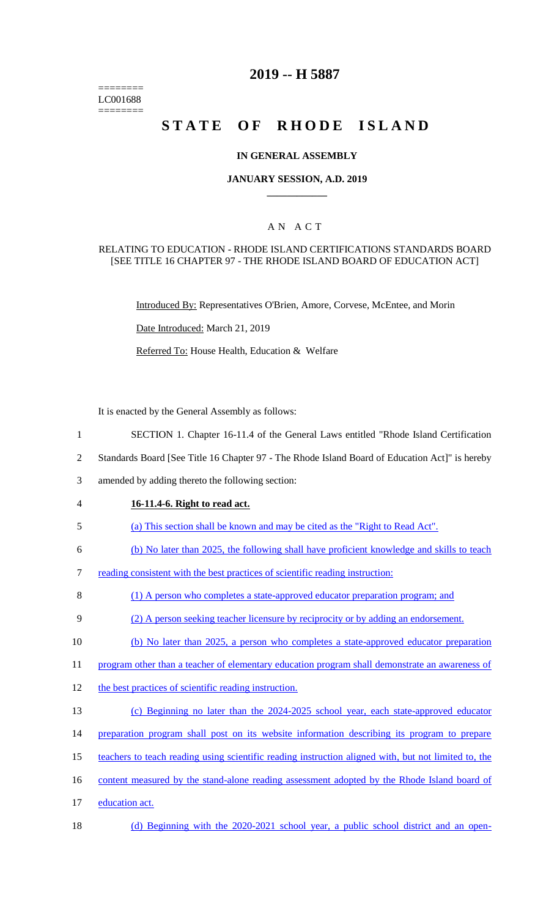========
LC001688
========

# 2019 -- H 5887

# STATE OF RHODE ISLAND

## IN GENERAL ASSEMBLY

### JANUARY SESSION, A.D. 2019

## A N A C T

### RELATING TO EDUCATION - RHODE ISLAND CERTIFICATIONS STANDARDS BOARD [SEE TITLE 16 CHAPTER 97 - THE RHODE ISLAND BOARD OF EDUCATION ACT]

Introduced By: Representatives O'Brien, Amore, Corvese, McEntee, and Morin

Date Introduced: March 21, 2019

Referred To: House Health, Education & Welfare

It is enacted by the General Assembly as follows:

1 SECTION 1. Chapter 16-11.4 of the General Laws entitled "Rhode Island Certification
2 Standards Board [See Title 16 Chapter 97 - The Rhode Island Board of Education Act]" is hereby
3 amended by adding thereto the following section:

4 **16-11.4-6. Right to read act.**

5 (a) This section shall be known and may be cited as the "Right to Read Act".

6 (b) No later than 2025, the following shall have proficient knowledge and skills to teach
7 reading consistent with the best practices of scientific reading instruction:

8 (1) A person who completes a state-approved educator preparation program; and

9 (2) A person seeking teacher licensure by reciprocity or by adding an endorsement.

10 (b) No later than 2025, a person who completes a state-approved educator preparation
11 program other than a teacher of elementary education program shall demonstrate an awareness of
12 the best practices of scientific reading instruction.

13 (c) Beginning no later than the 2024-2025 school year, each state-approved educator
14 preparation program shall post on its website information describing its program to prepare
15 teachers to teach reading using scientific reading instruction aligned with, but not limited to, the
16 content measured by the stand-alone reading assessment adopted by the Rhode Island board of
17 education act.

18 (d) Beginning with the 2020-2021 school year, a public school district and an open-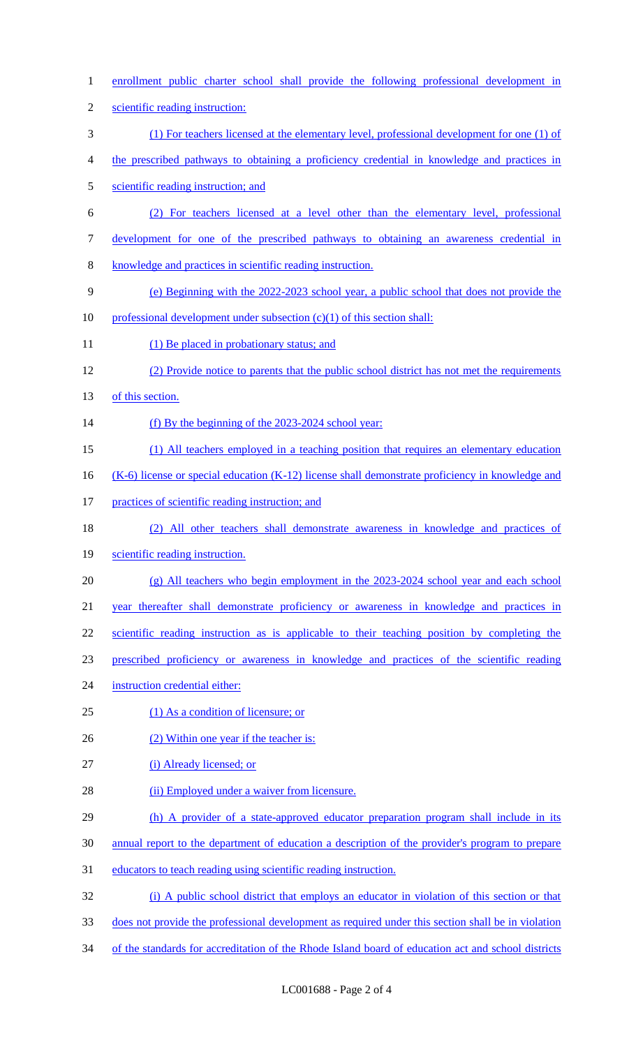enrollment public charter school shall provide the following professional development in scientific reading instruction:

(1) For teachers licensed at the elementary level, professional development for one (1) of the prescribed pathways to obtaining a proficiency credential in knowledge and practices in scientific reading instruction; and

(2) For teachers licensed at a level other than the elementary level, professional development for one of the prescribed pathways to obtaining an awareness credential in knowledge and practices in scientific reading instruction.

(e) Beginning with the 2022-2023 school year, a public school that does not provide the professional development under subsection (c)(1) of this section shall:

(1) Be placed in probationary status; and

(2) Provide notice to parents that the public school district has not met the requirements of this section.

(f) By the beginning of the 2023-2024 school year:

(1) All teachers employed in a teaching position that requires an elementary education (K-6) license or special education (K-12) license shall demonstrate proficiency in knowledge and practices of scientific reading instruction; and

(2) All other teachers shall demonstrate awareness in knowledge and practices of scientific reading instruction.

(g) All teachers who begin employment in the 2023-2024 school year and each school year thereafter shall demonstrate proficiency or awareness in knowledge and practices in scientific reading instruction as is applicable to their teaching position by completing the prescribed proficiency or awareness in knowledge and practices of the scientific reading instruction credential either:

(1) As a condition of licensure; or

(2) Within one year if the teacher is:

(i) Already licensed; or

(ii) Employed under a waiver from licensure.

(h) A provider of a state-approved educator preparation program shall include in its annual report to the department of education a description of the provider's program to prepare educators to teach reading using scientific reading instruction.

(i) A public school district that employs an educator in violation of this section or that does not provide the professional development as required under this section shall be in violation of the standards for accreditation of the Rhode Island board of education act and school districts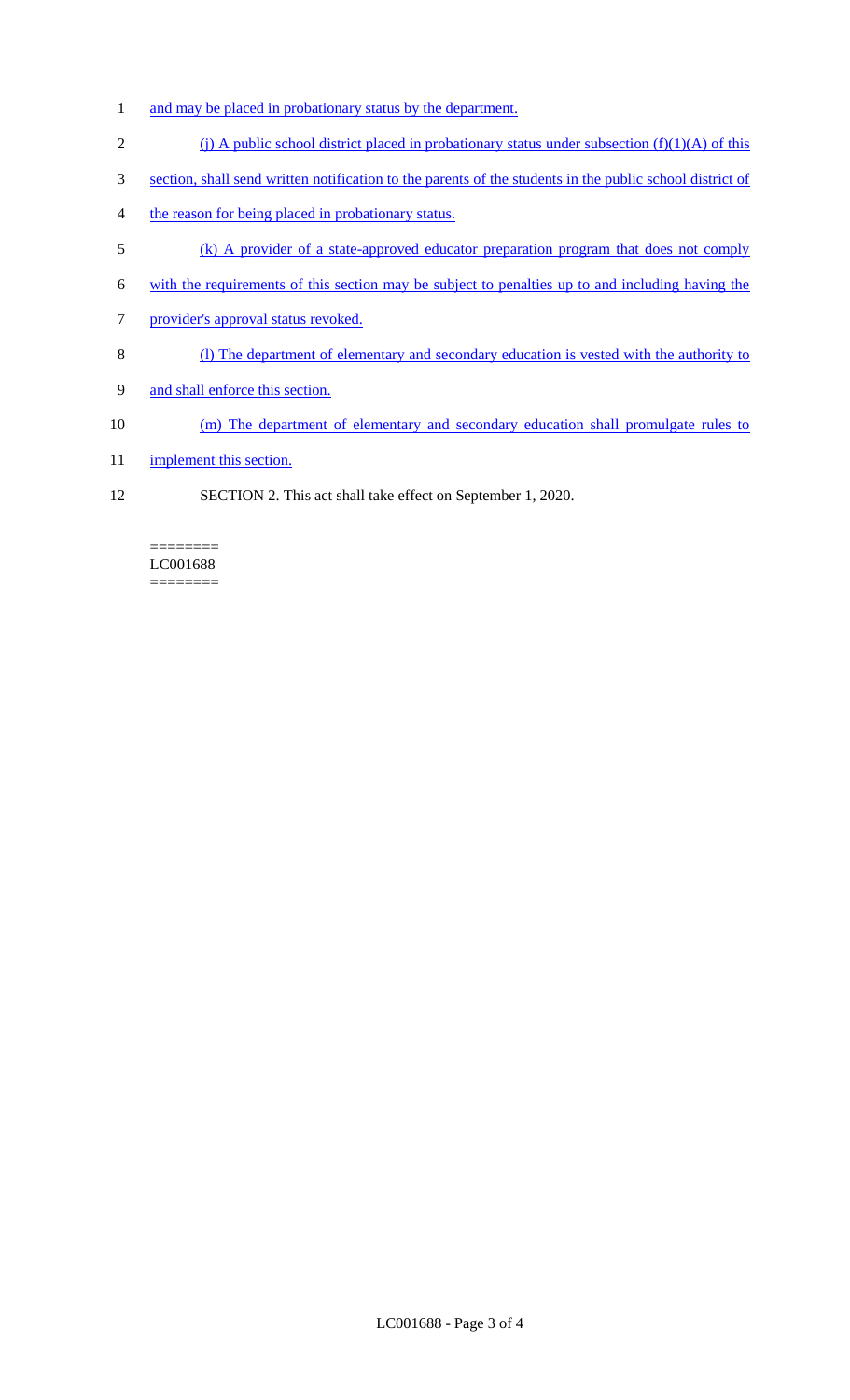and may be placed in probationary status by the department.

(j) A public school district placed in probationary status under subsection (f)(1)(A) of this section, shall send written notification to the parents of the students in the public school district of the reason for being placed in probationary status.

(k) A provider of a state-approved educator preparation program that does not comply with the requirements of this section may be subject to penalties up to and including having the provider's approval status revoked.

(l) The department of elementary and secondary education is vested with the authority to and shall enforce this section.

(m) The department of elementary and secondary education shall promulgate rules to implement this section.

SECTION 2. This act shall take effect on September 1, 2020.

========
LC001688
========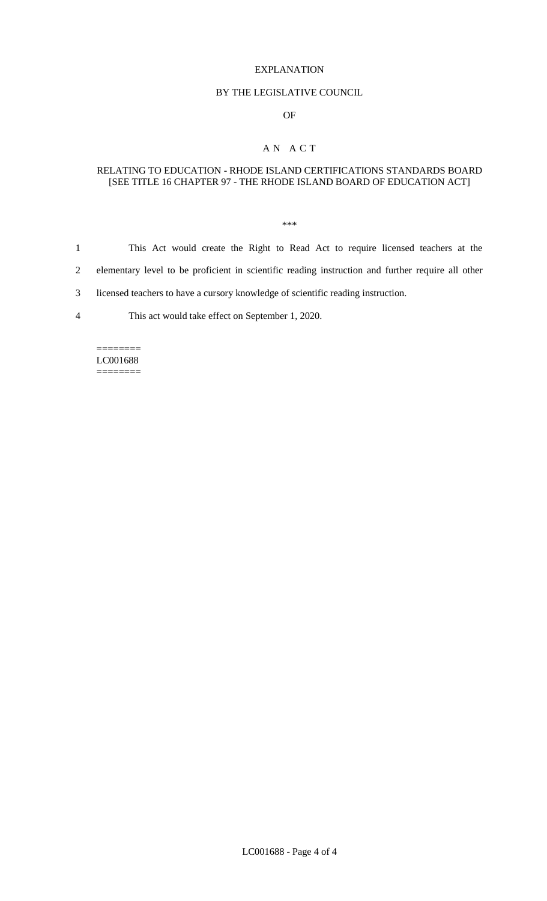EXPLANATION

BY THE LEGISLATIVE COUNCIL

OF

# A N A C T

RELATING TO EDUCATION - RHODE ISLAND CERTIFICATIONS STANDARDS BOARD [SEE TITLE 16 CHAPTER 97 - THE RHODE ISLAND BOARD OF EDUCATION ACT]

\*\*\*

1 This Act would create the Right to Read Act to require licensed teachers at the
2 elementary level to be proficient in scientific reading instruction and further require all other
3 licensed teachers to have a cursory knowledge of scientific reading instruction.
4 This act would take effect on September 1, 2020.

========
LC001688
========